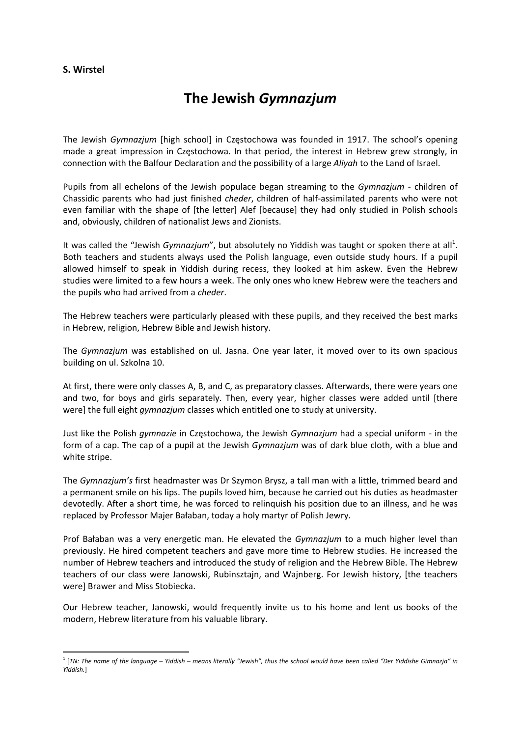**S. Wirstel**

# The Jewish *Gymnazjum*

The Jewish *Gymnazjum* [high school] in Częstochowa was founded in 1917. The school's opening made a great impression in Częstochowa. In that period, the interest in Hebrew grew strongly, in connection with the Balfour Declaration and the possibility of a large *Aliyah* to the Land of Israel.

Pupils from all echelons of the Jewish populace began streaming to the *Gymnazjum* - children of Chassidic parents who had just finished *cheder*, children of half-assimilated parents who were not even familiar with the shape of [the letter] Alef [because] they had only studied in Polish schools and, obviously, children of nationalist Jews and Zionists.

It was called the "Jewish *Gymnazjum*", but absolutely no Yiddish was taught or spoken there at all[1]. Both teachers and students always used the Polish language, even outside study hours. If a pupil allowed himself to speak in Yiddish during recess, they looked at him askew. Even the Hebrew studies were limited to a few hours a week. The only ones who knew Hebrew were the teachers and the pupils who had arrived from a *cheder*.

The Hebrew teachers were particularly pleased with these pupils, and they received the best marks in Hebrew, religion, Hebrew Bible and Jewish history.

The *Gymnazjum* was established on ul. Jasna. One year later, it moved over to its own spacious building on ul. Szkolna 10.

At first, there were only classes A, B, and C, as preparatory classes. Afterwards, there were years one and two, for boys and girls separately. Then, every year, higher classes were added until [there were] the full eight *gymnazjum* classes which entitled one to study at university.

Just like the Polish *gymnazie* in Częstochowa, the Jewish *Gymnazjum* had a special uniform - in the form of a cap. The cap of a pupil at the Jewish *Gymnazjum* was of dark blue cloth, with a blue and white stripe.

The *Gymnazjum's* first headmaster was Dr Szymon Brysz, a tall man with a little, trimmed beard and a permanent smile on his lips. The pupils loved him, because he carried out his duties as headmaster devotedly. After a short time, he was forced to relinquish his position due to an illness, and he was replaced by Professor Majer Bałaban, today a holy martyr of Polish Jewry.

Prof Bałaban was a very energetic man. He elevated the *Gymnazjum* to a much higher level than previously. He hired competent teachers and gave more time to Hebrew studies. He increased the number of Hebrew teachers and introduced the study of religion and the Hebrew Bible. The Hebrew teachers of our class were Janowski, Rubinsztajn, and Wajnberg. For Jewish history, [the teachers were] Brawer and Miss Stobiecka.

Our Hebrew teacher, Janowski, would frequently invite us to his home and lent us books of the modern, Hebrew literature from his valuable library.

---

[1] [*TN: The name of the language – Yiddish – means literally "Jewish", thus the school would have been called "Der Yiddishe Gimnazja" in Yiddish.*]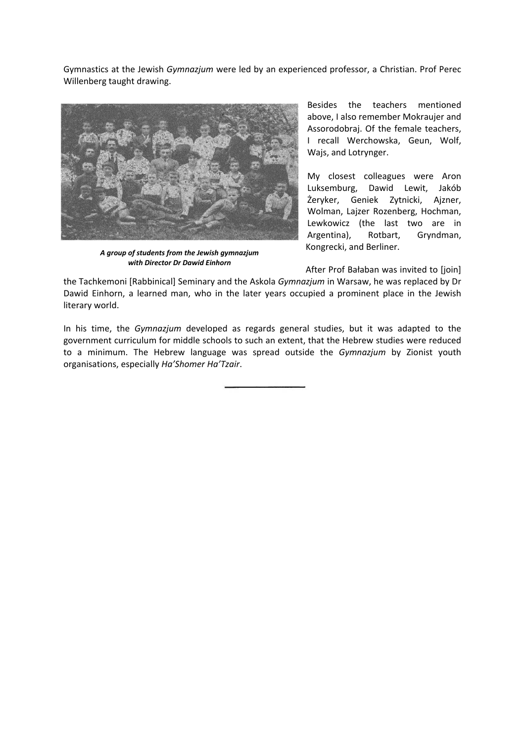Gymnastics at the Jewish *Gymnazjum* were led by an experienced professor, a Christian. Prof Perec Willenberg taught drawing.

Besides the teachers mentioned above, I also remember Mokraujer and Assorodobraj. Of the female teachers, I recall Werchowska, Geun, Wolf, Wajs, and Lotrynger.

My closest colleagues were Aron Luksemburg, Dawid Lewit, Jakób Żeryker, Geniek Zytnicki, Ajzner, Wolman, Lajzer Rozenberg, Hochman, Lewkowicz (the last two are in Argentina), Rotbart, Gryndman, Kongrecki, and Berliner.

***A group of students from the Jewish gymnazjum with Director Dr Dawid Einhorn***

After Prof Bałaban was invited to [join] the Tachkemoni [Rabbinical] Seminary and the Askola *Gymnazjum* in Warsaw, he was replaced by Dr Dawid Einhorn, a learned man, who in the later years occupied a prominent place in the Jewish literary world.

In his time, the *Gymnazjum* developed as regards general studies, but it was adapted to the government curriculum for middle schools to such an extent, that the Hebrew studies were reduced to a minimum. The Hebrew language was spread outside the *Gymnazjum* by Zionist youth organisations, especially *Ha'Shomer Ha'Tzair*.